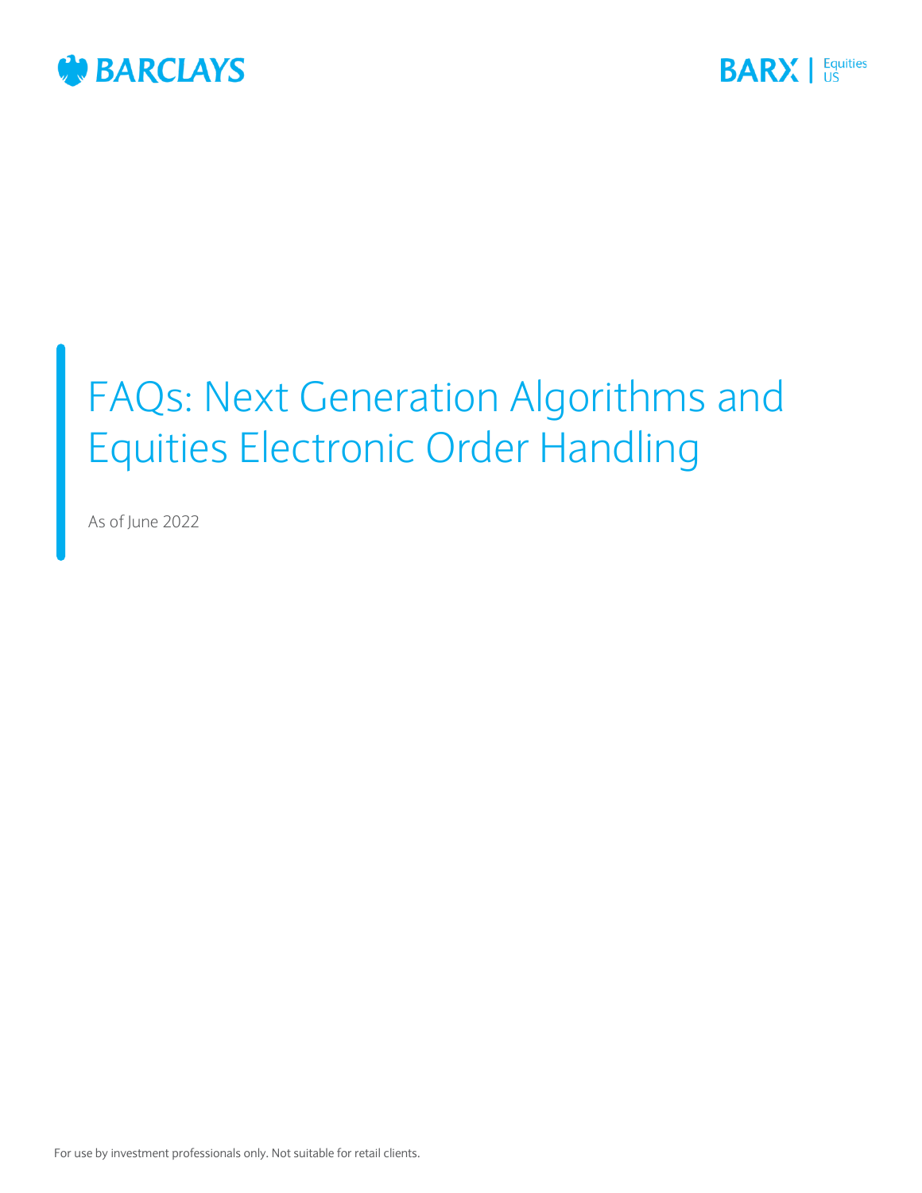BARCLAYS

BARX | Equities US

# FAQs: Next Generation Algorithms and Equities Electronic Order Handling

As of June 2022

For use by investment professionals only. Not suitable for retail clients.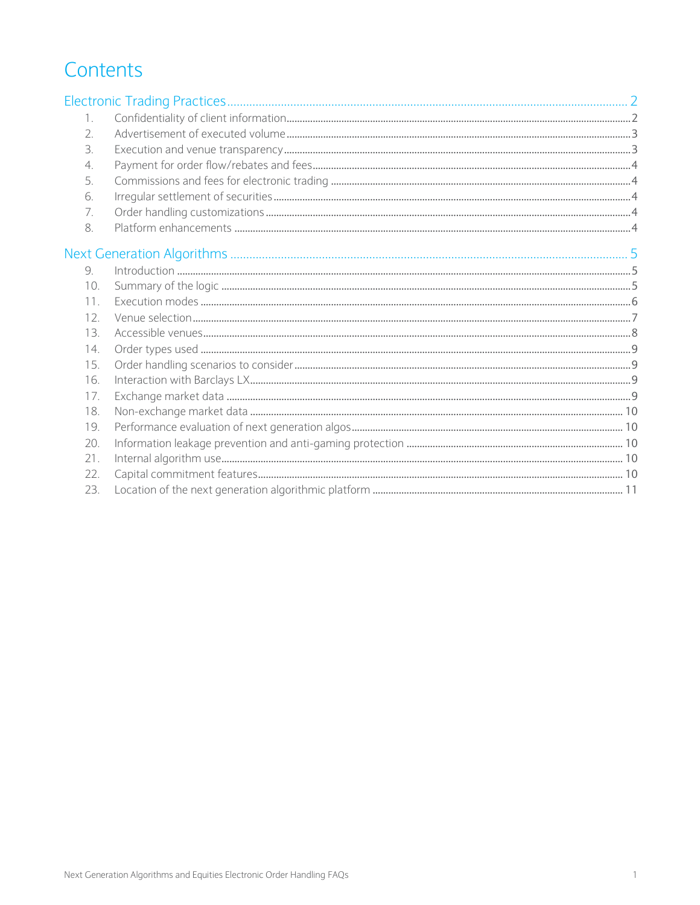# Contents

**Electronic Trading Practices** .......... 2

1. Confidentiality of client information .......... 2
2. Advertisement of executed volume .......... 3
3. Execution and venue transparency .......... 3
4. Payment for order flow/rebates and fees .......... 4
5. Commissions and fees for electronic trading .......... 4
6. Irregular settlement of securities .......... 4
7. Order handling customizations .......... 4
8. Platform enhancements .......... 4

**Next Generation Algorithms** .......... 5

9. Introduction .......... 5
10. Summary of the logic .......... 5
11. Execution modes .......... 6
12. Venue selection .......... 7
13. Accessible venues .......... 8
14. Order types used .......... 9
15. Order handling scenarios to consider .......... 9
16. Interaction with Barclays LX .......... 9
17. Exchange market data .......... 9
18. Non-exchange market data .......... 10
19. Performance evaluation of next generation algos .......... 10
20. Information leakage prevention and anti-gaming protection .......... 10
21. Internal algorithm use .......... 10
22. Capital commitment features .......... 10
23. Location of the next generation algorithmic platform .......... 11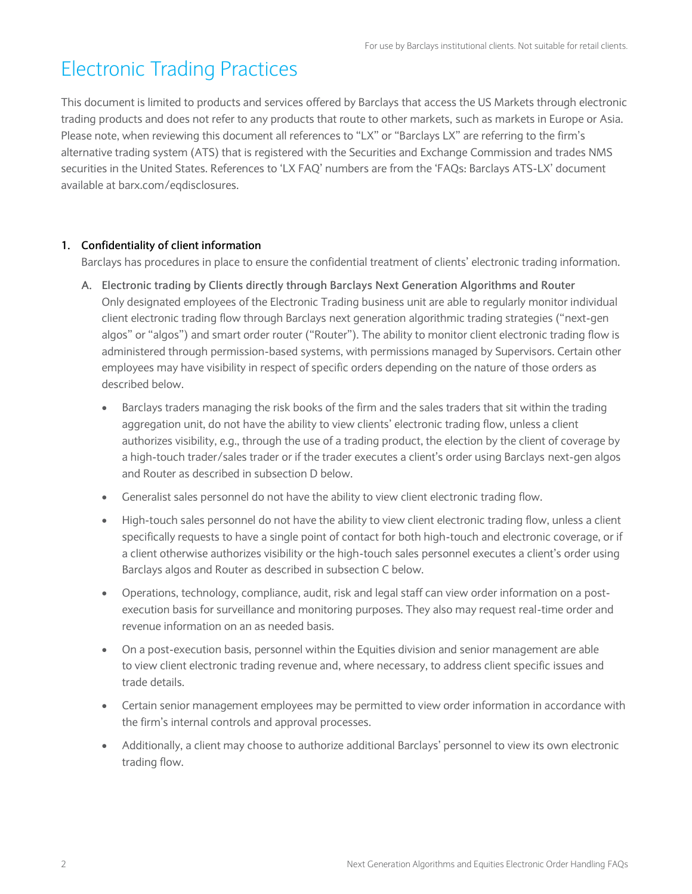# Electronic Trading Practices

This document is limited to products and services offered by Barclays that access the US Markets through electronic trading products and does not refer to any products that route to other markets, such as markets in Europe or Asia. Please note, when reviewing this document all references to "LX" or "Barclays LX" are referring to the firm's alternative trading system (ATS) that is registered with the Securities and Exchange Commission and trades NMS securities in the United States. References to 'LX FAQ' numbers are from the 'FAQs: Barclays ATS-LX' document available at barx.com/eqdisclosures.

## 1. Confidentiality of client information

Barclays has procedures in place to ensure the confidential treatment of clients' electronic trading information.

### A. Electronic trading by Clients directly through Barclays Next Generation Algorithms and Router

Only designated employees of the Electronic Trading business unit are able to regularly monitor individual client electronic trading flow through Barclays next generation algorithmic trading strategies ("next-gen algos" or "algos") and smart order router ("Router"). The ability to monitor client electronic trading flow is administered through permission-based systems, with permissions managed by Supervisors. Certain other employees may have visibility in respect of specific orders depending on the nature of those orders as described below.

- Barclays traders managing the risk books of the firm and the sales traders that sit within the trading aggregation unit, do not have the ability to view clients' electronic trading flow, unless a client authorizes visibility, e.g., through the use of a trading product, the election by the client of coverage by a high-touch trader/sales trader or if the trader executes a client's order using Barclays next-gen algos and Router as described in subsection D below.
- Generalist sales personnel do not have the ability to view client electronic trading flow.
- High-touch sales personnel do not have the ability to view client electronic trading flow, unless a client specifically requests to have a single point of contact for both high-touch and electronic coverage, or if a client otherwise authorizes visibility or the high-touch sales personnel executes a client's order using Barclays algos and Router as described in subsection C below.
- Operations, technology, compliance, audit, risk and legal staff can view order information on a post-execution basis for surveillance and monitoring purposes. They also may request real-time order and revenue information on an as needed basis.
- On a post-execution basis, personnel within the Equities division and senior management are able to view client electronic trading revenue and, where necessary, to address client specific issues and trade details.
- Certain senior management employees may be permitted to view order information in accordance with the firm's internal controls and approval processes.
- Additionally, a client may choose to authorize additional Barclays' personnel to view its own electronic trading flow.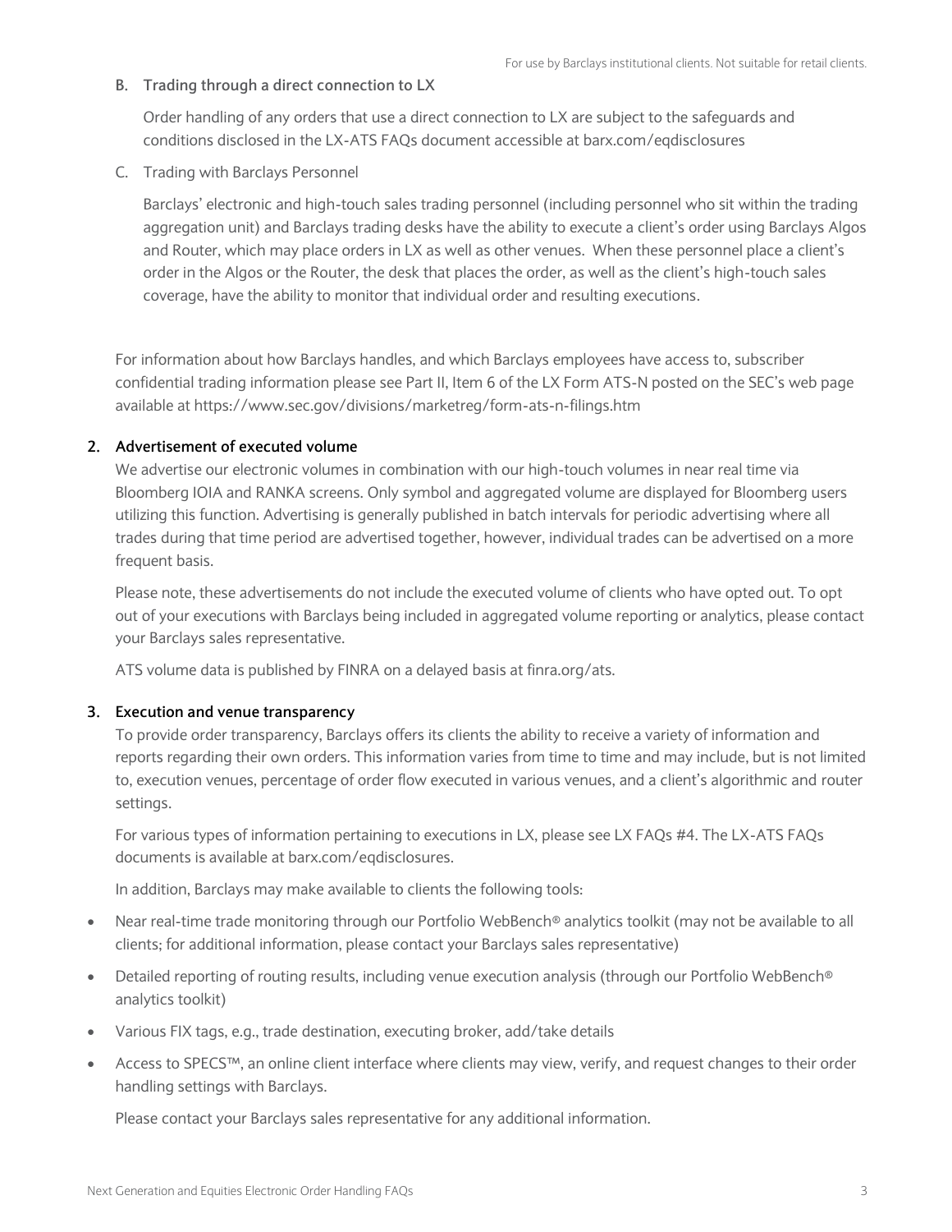B. Trading through a direct connection to LX

Order handling of any orders that use a direct connection to LX are subject to the safeguards and conditions disclosed in the LX-ATS FAQs document accessible at barx.com/eqdisclosures

C. Trading with Barclays Personnel

Barclays' electronic and high-touch sales trading personnel (including personnel who sit within the trading aggregation unit) and Barclays trading desks have the ability to execute a client's order using Barclays Algos and Router, which may place orders in LX as well as other venues. When these personnel place a client's order in the Algos or the Router, the desk that places the order, as well as the client's high-touch sales coverage, have the ability to monitor that individual order and resulting executions.

For information about how Barclays handles, and which Barclays employees have access to, subscriber confidential trading information please see Part II, Item 6 of the LX Form ATS-N posted on the SEC's web page available at https://www.sec.gov/divisions/marketreg/form-ats-n-filings.htm

## 2. Advertisement of executed volume

We advertise our electronic volumes in combination with our high-touch volumes in near real time via Bloomberg IOIA and RANKA screens. Only symbol and aggregated volume are displayed for Bloomberg users utilizing this function. Advertising is generally published in batch intervals for periodic advertising where all trades during that time period are advertised together, however, individual trades can be advertised on a more frequent basis.

Please note, these advertisements do not include the executed volume of clients who have opted out. To opt out of your executions with Barclays being included in aggregated volume reporting or analytics, please contact your Barclays sales representative.

ATS volume data is published by FINRA on a delayed basis at finra.org/ats.

## 3. Execution and venue transparency

To provide order transparency, Barclays offers its clients the ability to receive a variety of information and reports regarding their own orders. This information varies from time to time and may include, but is not limited to, execution venues, percentage of order flow executed in various venues, and a client's algorithmic and router settings.

For various types of information pertaining to executions in LX, please see LX FAQs #4. The LX-ATS FAQs documents is available at barx.com/eqdisclosures.

In addition, Barclays may make available to clients the following tools:

- Near real-time trade monitoring through our Portfolio WebBench® analytics toolkit (may not be available to all clients; for additional information, please contact your Barclays sales representative)
- Detailed reporting of routing results, including venue execution analysis (through our Portfolio WebBench® analytics toolkit)
- Various FIX tags, e.g., trade destination, executing broker, add/take details
- Access to SPECS™, an online client interface where clients may view, verify, and request changes to their order handling settings with Barclays.

Please contact your Barclays sales representative for any additional information.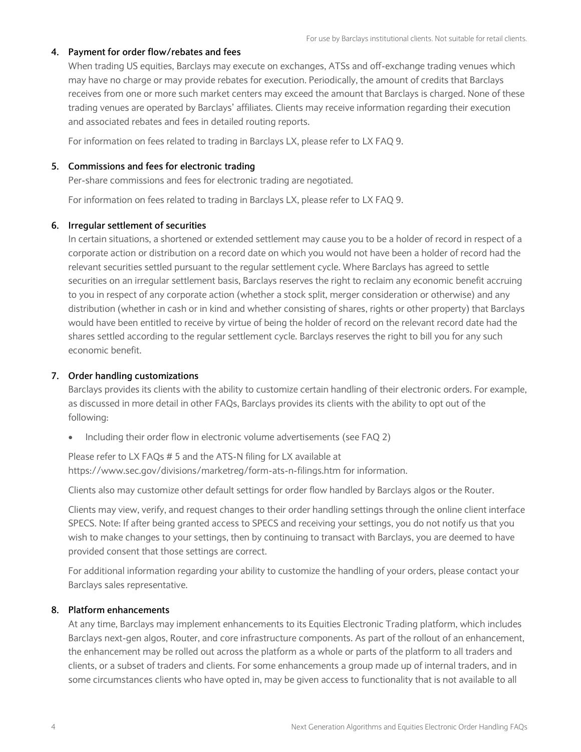### 4. Payment for order flow/rebates and fees

When trading US equities, Barclays may execute on exchanges, ATSs and off-exchange trading venues which may have no charge or may provide rebates for execution. Periodically, the amount of credits that Barclays receives from one or more such market centers may exceed the amount that Barclays is charged. None of these trading venues are operated by Barclays' affiliates. Clients may receive information regarding their execution and associated rebates and fees in detailed routing reports.

For information on fees related to trading in Barclays LX, please refer to LX FAQ 9.

### 5. Commissions and fees for electronic trading

Per-share commissions and fees for electronic trading are negotiated.

For information on fees related to trading in Barclays LX, please refer to LX FAQ 9.

### 6. Irregular settlement of securities

In certain situations, a shortened or extended settlement may cause you to be a holder of record in respect of a corporate action or distribution on a record date on which you would not have been a holder of record had the relevant securities settled pursuant to the regular settlement cycle. Where Barclays has agreed to settle securities on an irregular settlement basis, Barclays reserves the right to reclaim any economic benefit accruing to you in respect of any corporate action (whether a stock split, merger consideration or otherwise) and any distribution (whether in cash or in kind and whether consisting of shares, rights or other property) that Barclays would have been entitled to receive by virtue of being the holder of record on the relevant record date had the shares settled according to the regular settlement cycle. Barclays reserves the right to bill you for any such economic benefit.

### 7. Order handling customizations

Barclays provides its clients with the ability to customize certain handling of their electronic orders. For example, as discussed in more detail in other FAQs, Barclays provides its clients with the ability to opt out of the following:

- Including their order flow in electronic volume advertisements (see FAQ 2)

Please refer to LX FAQs # 5 and the ATS-N filing for LX available at https://www.sec.gov/divisions/marketreg/form-ats-n-filings.htm for information.

Clients also may customize other default settings for order flow handled by Barclays algos or the Router.

Clients may view, verify, and request changes to their order handling settings through the online client interface SPECS. Note: If after being granted access to SPECS and receiving your settings, you do not notify us that you wish to make changes to your settings, then by continuing to transact with Barclays, you are deemed to have provided consent that those settings are correct.

For additional information regarding your ability to customize the handling of your orders, please contact your Barclays sales representative.

### 8. Platform enhancements

At any time, Barclays may implement enhancements to its Equities Electronic Trading platform, which includes Barclays next-gen algos, Router, and core infrastructure components. As part of the rollout of an enhancement, the enhancement may be rolled out across the platform as a whole or parts of the platform to all traders and clients, or a subset of traders and clients. For some enhancements a group made up of internal traders, and in some circumstances clients who have opted in, may be given access to functionality that is not available to all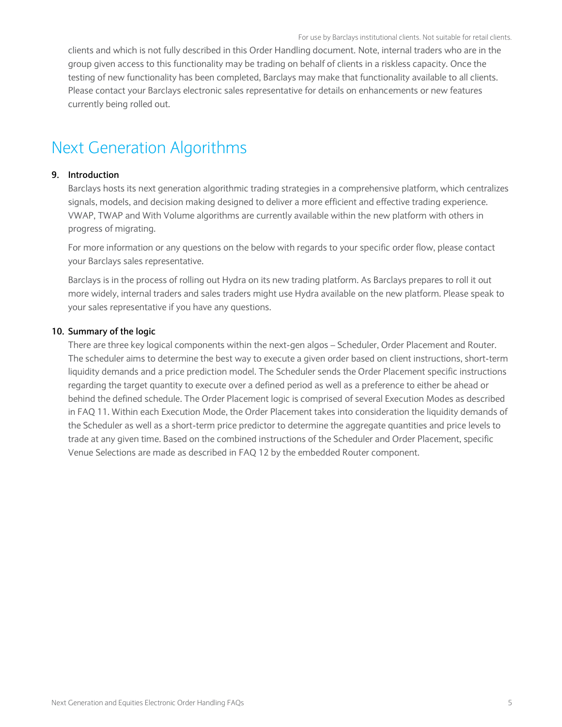clients and which is not fully described in this Order Handling document. Note, internal traders who are in the group given access to this functionality may be trading on behalf of clients in a riskless capacity. Once the testing of new functionality has been completed, Barclays may make that functionality available to all clients. Please contact your Barclays electronic sales representative for details on enhancements or new features currently being rolled out.

# Next Generation Algorithms

### 9. Introduction

Barclays hosts its next generation algorithmic trading strategies in a comprehensive platform, which centralizes signals, models, and decision making designed to deliver a more efficient and effective trading experience. VWAP, TWAP and With Volume algorithms are currently available within the new platform with others in progress of migrating.

For more information or any questions on the below with regards to your specific order flow, please contact your Barclays sales representative.

Barclays is in the process of rolling out Hydra on its new trading platform. As Barclays prepares to roll it out more widely, internal traders and sales traders might use Hydra available on the new platform. Please speak to your sales representative if you have any questions.

### 10. Summary of the logic

There are three key logical components within the next-gen algos – Scheduler, Order Placement and Router. The scheduler aims to determine the best way to execute a given order based on client instructions, short-term liquidity demands and a price prediction model. The Scheduler sends the Order Placement specific instructions regarding the target quantity to execute over a defined period as well as a preference to either be ahead or behind the defined schedule. The Order Placement logic is comprised of several Execution Modes as described in FAQ 11. Within each Execution Mode, the Order Placement takes into consideration the liquidity demands of the Scheduler as well as a short-term price predictor to determine the aggregate quantities and price levels to trade at any given time. Based on the combined instructions of the Scheduler and Order Placement, specific Venue Selections are made as described in FAQ 12 by the embedded Router component.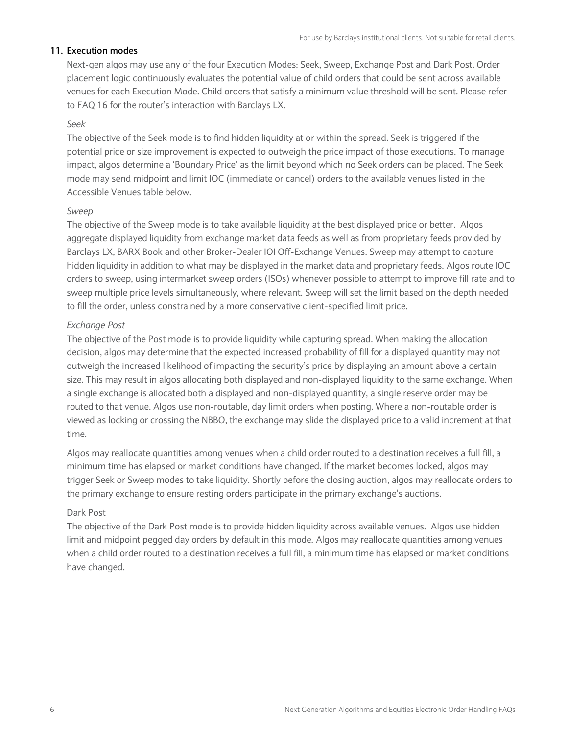## 11. Execution modes

Next-gen algos may use any of the four Execution Modes: Seek, Sweep, Exchange Post and Dark Post. Order placement logic continuously evaluates the potential value of child orders that could be sent across available venues for each Execution Mode. Child orders that satisfy a minimum value threshold will be sent. Please refer to FAQ 16 for the router's interaction with Barclays LX.

*Seek*

The objective of the Seek mode is to find hidden liquidity at or within the spread. Seek is triggered if the potential price or size improvement is expected to outweigh the price impact of those executions. To manage impact, algos determine a 'Boundary Price' as the limit beyond which no Seek orders can be placed. The Seek mode may send midpoint and limit IOC (immediate or cancel) orders to the available venues listed in the Accessible Venues table below.

*Sweep*

The objective of the Sweep mode is to take available liquidity at the best displayed price or better. Algos aggregate displayed liquidity from exchange market data feeds as well as from proprietary feeds provided by Barclays LX, BARX Book and other Broker-Dealer IOI Off-Exchange Venues. Sweep may attempt to capture hidden liquidity in addition to what may be displayed in the market data and proprietary feeds. Algos route IOC orders to sweep, using intermarket sweep orders (ISOs) whenever possible to attempt to improve fill rate and to sweep multiple price levels simultaneously, where relevant. Sweep will set the limit based on the depth needed to fill the order, unless constrained by a more conservative client-specified limit price.

*Exchange Post*

The objective of the Post mode is to provide liquidity while capturing spread. When making the allocation decision, algos may determine that the expected increased probability of fill for a displayed quantity may not outweigh the increased likelihood of impacting the security's price by displaying an amount above a certain size. This may result in algos allocating both displayed and non-displayed liquidity to the same exchange. When a single exchange is allocated both a displayed and non-displayed quantity, a single reserve order may be routed to that venue. Algos use non-routable, day limit orders when posting. Where a non-routable order is viewed as locking or crossing the NBBO, the exchange may slide the displayed price to a valid increment at that time.

Algos may reallocate quantities among venues when a child order routed to a destination receives a full fill, a minimum time has elapsed or market conditions have changed. If the market becomes locked, algos may trigger Seek or Sweep modes to take liquidity. Shortly before the closing auction, algos may reallocate orders to the primary exchange to ensure resting orders participate in the primary exchange's auctions.

Dark Post

The objective of the Dark Post mode is to provide hidden liquidity across available venues. Algos use hidden limit and midpoint pegged day orders by default in this mode. Algos may reallocate quantities among venues when a child order routed to a destination receives a full fill, a minimum time has elapsed or market conditions have changed.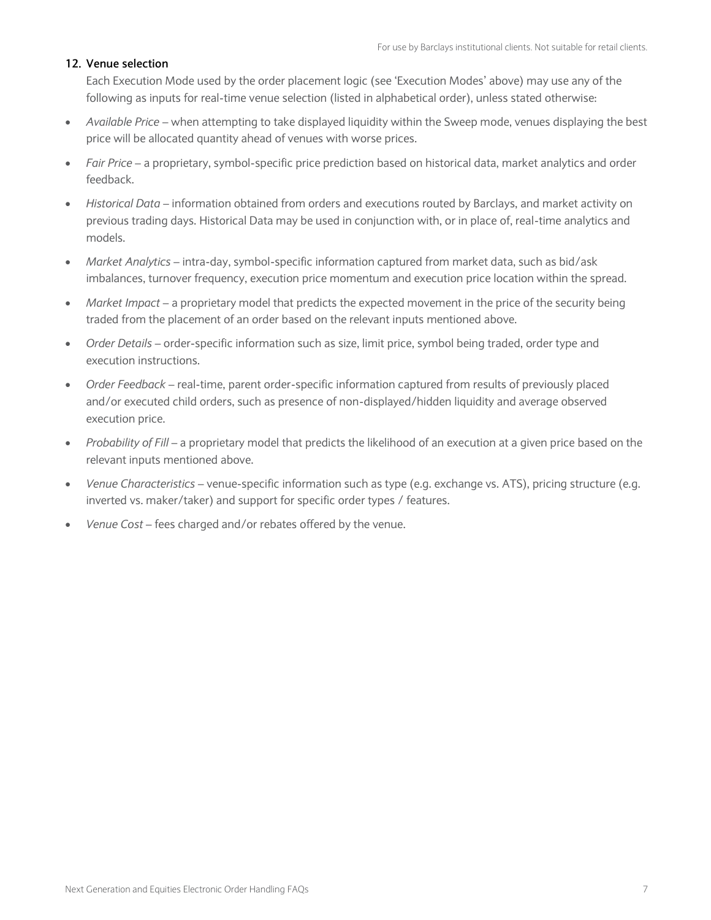## 12. Venue selection

Each Execution Mode used by the order placement logic (see 'Execution Modes' above) may use any of the following as inputs for real-time venue selection (listed in alphabetical order), unless stated otherwise:

- *Available Price* – when attempting to take displayed liquidity within the Sweep mode, venues displaying the best price will be allocated quantity ahead of venues with worse prices.
- *Fair Price* – a proprietary, symbol-specific price prediction based on historical data, market analytics and order feedback.
- *Historical Data* – information obtained from orders and executions routed by Barclays, and market activity on previous trading days. Historical Data may be used in conjunction with, or in place of, real-time analytics and models.
- *Market Analytics* – intra-day, symbol-specific information captured from market data, such as bid/ask imbalances, turnover frequency, execution price momentum and execution price location within the spread.
- *Market Impact* – a proprietary model that predicts the expected movement in the price of the security being traded from the placement of an order based on the relevant inputs mentioned above.
- *Order Details* – order-specific information such as size, limit price, symbol being traded, order type and execution instructions.
- *Order Feedback* – real-time, parent order-specific information captured from results of previously placed and/or executed child orders, such as presence of non-displayed/hidden liquidity and average observed execution price.
- *Probability of Fill* – a proprietary model that predicts the likelihood of an execution at a given price based on the relevant inputs mentioned above.
- *Venue Characteristics* – venue-specific information such as type (e.g. exchange vs. ATS), pricing structure (e.g. inverted vs. maker/taker) and support for specific order types / features.
- *Venue Cost* – fees charged and/or rebates offered by the venue.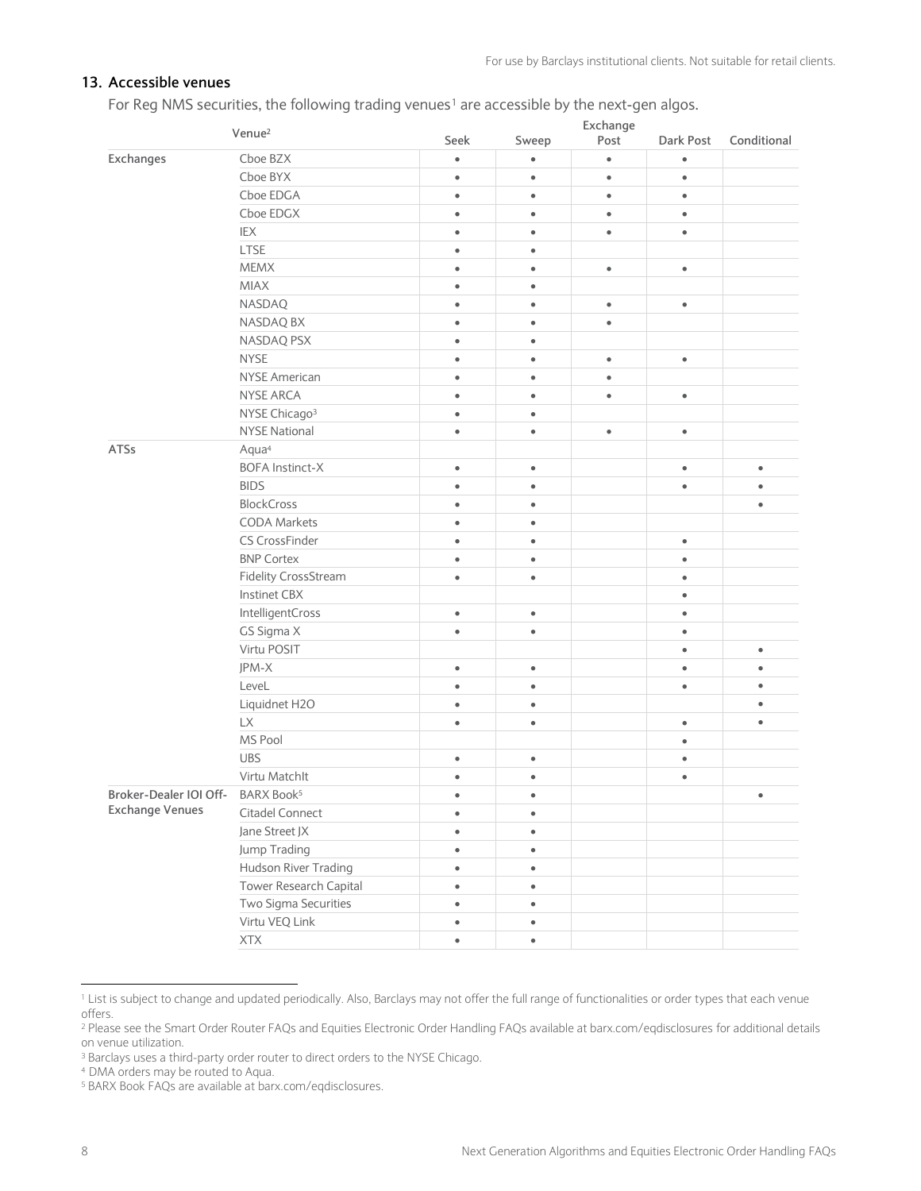## 13. Accessible venues

For Reg NMS securities, the following trading venues[1] are accessible by the next-gen algos.

| | Venue[2] | Seek | Sweep | Exchange Post | Dark Post | Conditional |
|---|---|---|---|---|---|---|
| Exchanges | Cboe BZX | • | • | • | • | |
| | Cboe BYX | • | • | • | • | |
| | Cboe EDGA | • | • | • | • | |
| | Cboe EDGX | • | • | • | • | |
| | IEX | • | • | • | • | |
| | LTSE | • | • | | | |
| | MEMX | • | • | • | • | |
| | MIAX | • | • | | | |
| | NASDAQ | • | • | • | • | |
| | NASDAQ BX | • | • | • | | |
| | NASDAQ PSX | • | • | | | |
| | NYSE | • | • | • | • | |
| | NYSE American | • | • | • | | |
| | NYSE ARCA | • | • | • | • | |
| | NYSE Chicago[3] | • | • | | | |
| | NYSE National | • | • | • | • | |
| ATSs | Aqua[4] | | | | | |
| | BOFA Instinct-X | • | • | | • | • |
| | BIDS | • | • | | • | • |
| | BlockCross | • | • | | | • |
| | CODA Markets | • | • | | | |
| | CS CrossFinder | • | • | | • | |
| | BNP Cortex | • | • | | • | |
| | Fidelity CrossStream | • | • | | • | |
| | Instinet CBX | | | | • | |
| | IntelligentCross | • | • | | • | |
| | GS Sigma X | • | • | | • | |
| | Virtu POSIT | | | | • | • |
| | JPM-X | • | • | | • | • |
| | LeveL | • | • | | • | • |
| | Liquidnet H2O | • | • | | | • |
| | LX | • | • | | • | • |
| | MS Pool | | | | • | |
| | UBS | • | • | | • | |
| | Virtu MatchIt | • | • | | • | |
| Broker-Dealer IOI Off-Exchange Venues | BARX Book[5] | • | • | | | • |
| | Citadel Connect | • | • | | | |
| | Jane Street JX | • | • | | | |
| | Jump Trading | • | • | | | |
| | Hudson River Trading | • | • | | | |
| | Tower Research Capital | • | • | | | |
| | Two Sigma Securities | • | • | | | |
| | Virtu VEQ Link | • | • | | | |
| | XTX | • | • | | | |

[1] List is subject to change and updated periodically. Also, Barclays may not offer the full range of functionalities or order types that each venue offers.

[2] Please see the Smart Order Router FAQs and Equities Electronic Order Handling FAQs available at barx.com/eqdisclosures for additional details on venue utilization.

[3] Barclays uses a third-party order router to direct orders to the NYSE Chicago.

[4] DMA orders may be routed to Aqua.

[5] BARX Book FAQs are available at barx.com/eqdisclosures.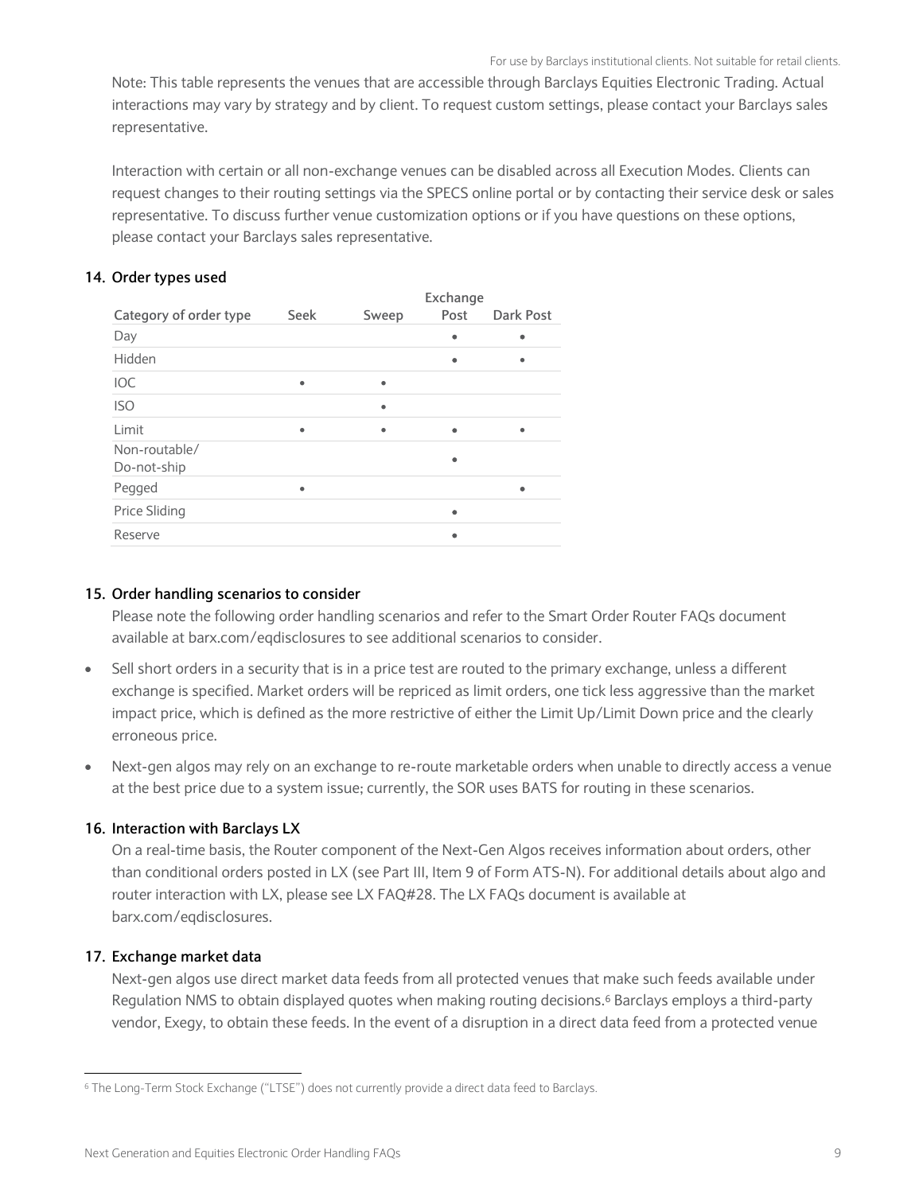Note: This table represents the venues that are accessible through Barclays Equities Electronic Trading. Actual interactions may vary by strategy and by client. To request custom settings, please contact your Barclays sales representative.

Interaction with certain or all non-exchange venues can be disabled across all Execution Modes. Clients can request changes to their routing settings via the SPECS online portal or by contacting their service desk or sales representative. To discuss further venue customization options or if you have questions on these options, please contact your Barclays sales representative.

### 14. Order types used

| Category of order type | Seek | Sweep | Exchange Post | Dark Post |
|---|---|---|---|---|
| Day | | | • | • |
| Hidden | | | • | • |
| IOC | • | • | | |
| ISO | | • | | |
| Limit | • | • | • | • |
| Non-routable/ Do-not-ship | | | • | |
| Pegged | • | | | • |
| Price Sliding | | | • | |
| Reserve | | | • | |

### 15. Order handling scenarios to consider

Please note the following order handling scenarios and refer to the Smart Order Router FAQs document available at barx.com/eqdisclosures to see additional scenarios to consider.

- Sell short orders in a security that is in a price test are routed to the primary exchange, unless a different exchange is specified. Market orders will be repriced as limit orders, one tick less aggressive than the market impact price, which is defined as the more restrictive of either the Limit Up/Limit Down price and the clearly erroneous price.
- Next-gen algos may rely on an exchange to re-route marketable orders when unable to directly access a venue at the best price due to a system issue; currently, the SOR uses BATS for routing in these scenarios.

### 16. Interaction with Barclays LX

On a real-time basis, the Router component of the Next-Gen Algos receives information about orders, other than conditional orders posted in LX (see Part III, Item 9 of Form ATS-N). For additional details about algo and router interaction with LX, please see LX FAQ#28. The LX FAQs document is available at barx.com/eqdisclosures.

### 17. Exchange market data

Next-gen algos use direct market data feeds from all protected venues that make such feeds available under Regulation NMS to obtain displayed quotes when making routing decisions.[6] Barclays employs a third-party vendor, Exegy, to obtain these feeds. In the event of a disruption in a direct data feed from a protected venue

[6] The Long-Term Stock Exchange ("LTSE") does not currently provide a direct data feed to Barclays.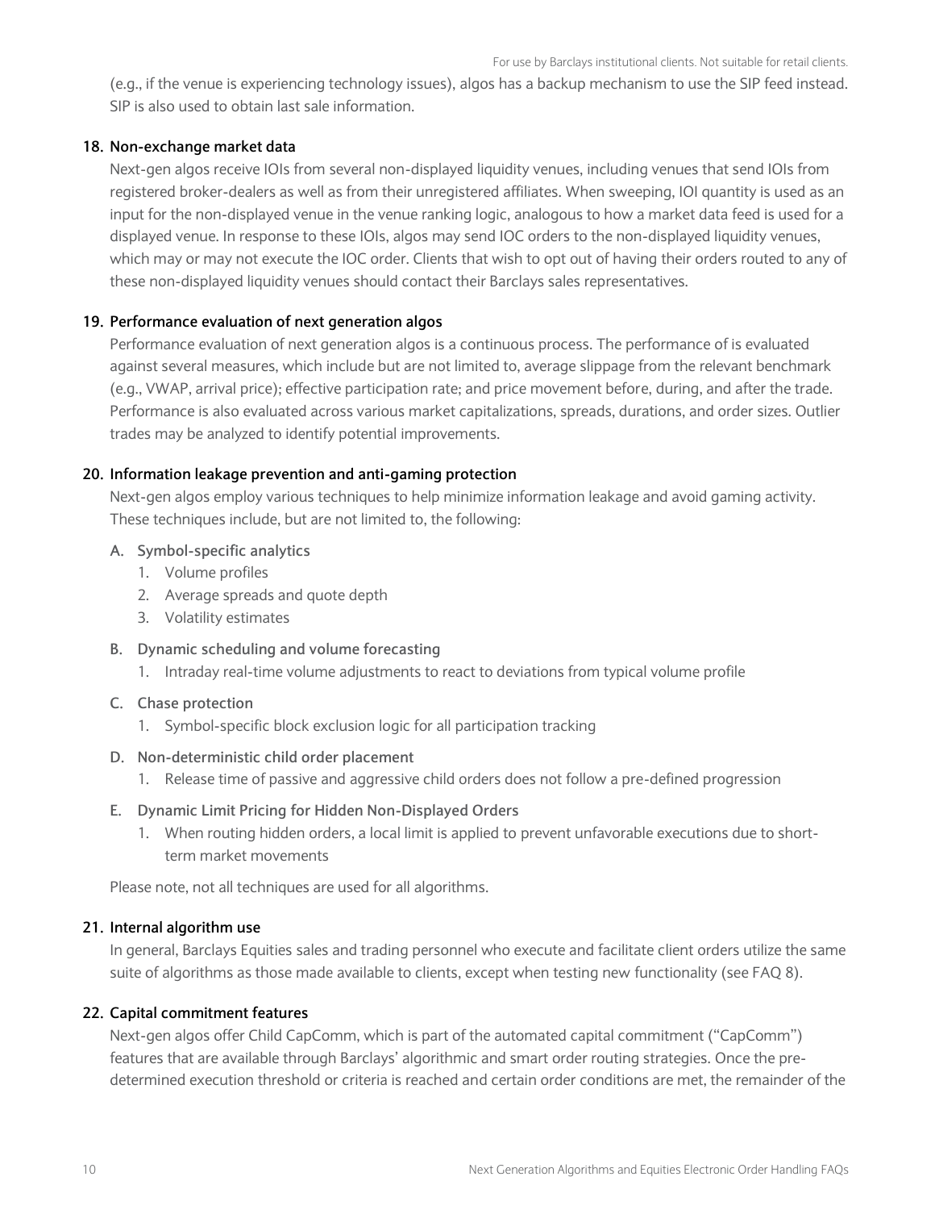(e.g., if the venue is experiencing technology issues), algos has a backup mechanism to use the SIP feed instead. SIP is also used to obtain last sale information.

### 18. Non-exchange market data

Next-gen algos receive IOIs from several non-displayed liquidity venues, including venues that send IOIs from registered broker-dealers as well as from their unregistered affiliates. When sweeping, IOI quantity is used as an input for the non-displayed venue in the venue ranking logic, analogous to how a market data feed is used for a displayed venue. In response to these IOIs, algos may send IOC orders to the non-displayed liquidity venues, which may or may not execute the IOC order. Clients that wish to opt out of having their orders routed to any of these non-displayed liquidity venues should contact their Barclays sales representatives.

### 19. Performance evaluation of next generation algos

Performance evaluation of next generation algos is a continuous process. The performance of is evaluated against several measures, which include but are not limited to, average slippage from the relevant benchmark (e.g., VWAP, arrival price); effective participation rate; and price movement before, during, and after the trade. Performance is also evaluated across various market capitalizations, spreads, durations, and order sizes. Outlier trades may be analyzed to identify potential improvements.

### 20. Information leakage prevention and anti-gaming protection

Next-gen algos employ various techniques to help minimize information leakage and avoid gaming activity. These techniques include, but are not limited to, the following:

A. **Symbol-specific analytics**
   1. Volume profiles
   2. Average spreads and quote depth
   3. Volatility estimates

B. **Dynamic scheduling and volume forecasting**
   1. Intraday real-time volume adjustments to react to deviations from typical volume profile

C. **Chase protection**
   1. Symbol-specific block exclusion logic for all participation tracking

D. **Non-deterministic child order placement**
   1. Release time of passive and aggressive child orders does not follow a pre-defined progression

E. **Dynamic Limit Pricing for Hidden Non-Displayed Orders**
   1. When routing hidden orders, a local limit is applied to prevent unfavorable executions due to short-term market movements

Please note, not all techniques are used for all algorithms.

### 21. Internal algorithm use

In general, Barclays Equities sales and trading personnel who execute and facilitate client orders utilize the same suite of algorithms as those made available to clients, except when testing new functionality (see FAQ 8).

### 22. Capital commitment features

Next-gen algos offer Child CapComm, which is part of the automated capital commitment ("CapComm") features that are available through Barclays' algorithmic and smart order routing strategies. Once the pre-determined execution threshold or criteria is reached and certain order conditions are met, the remainder of the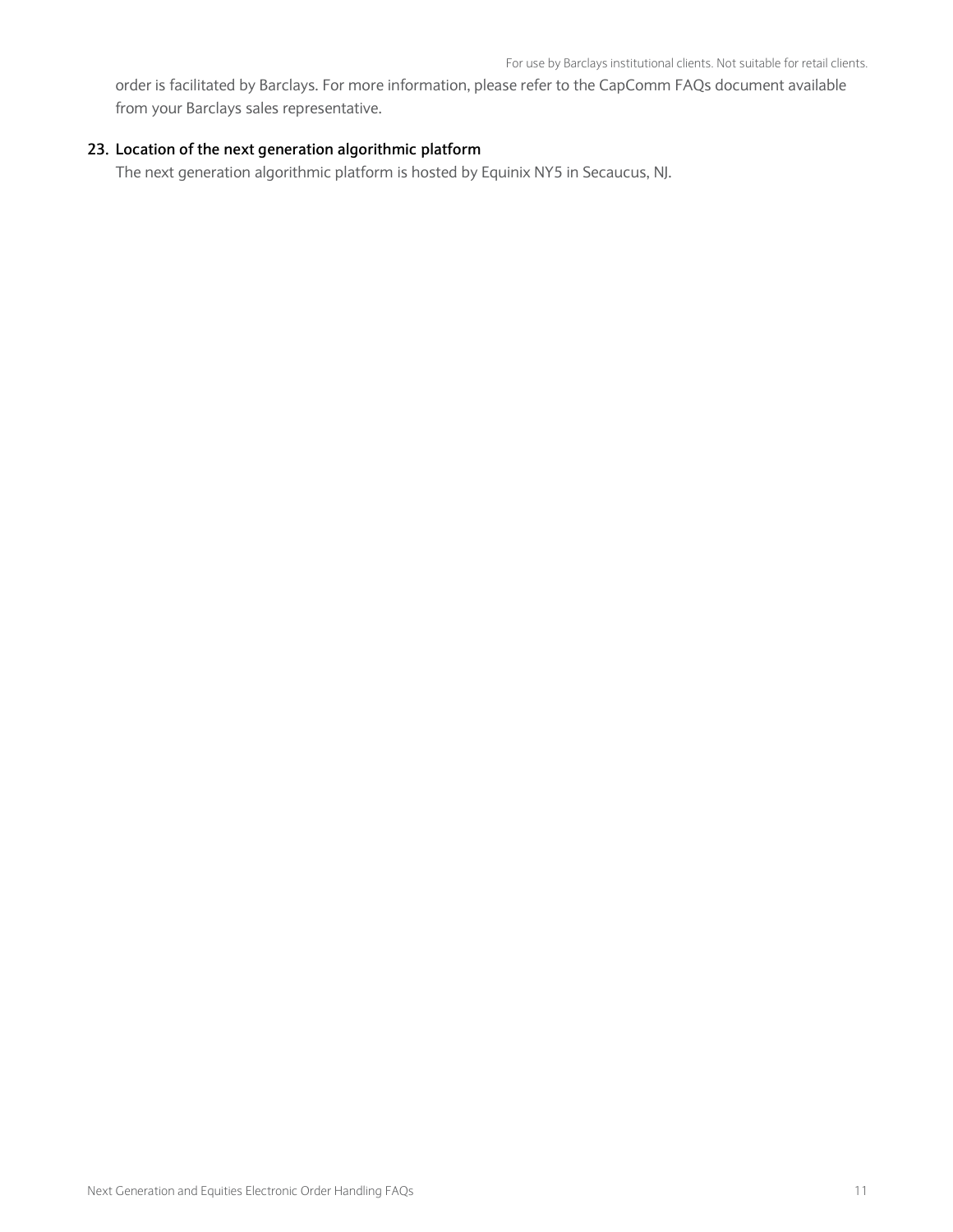order is facilitated by Barclays. For more information, please refer to the CapComm FAQs document available from your Barclays sales representative.

### 23. Location of the next generation algorithmic platform

The next generation algorithmic platform is hosted by Equinix NY5 in Secaucus, NJ.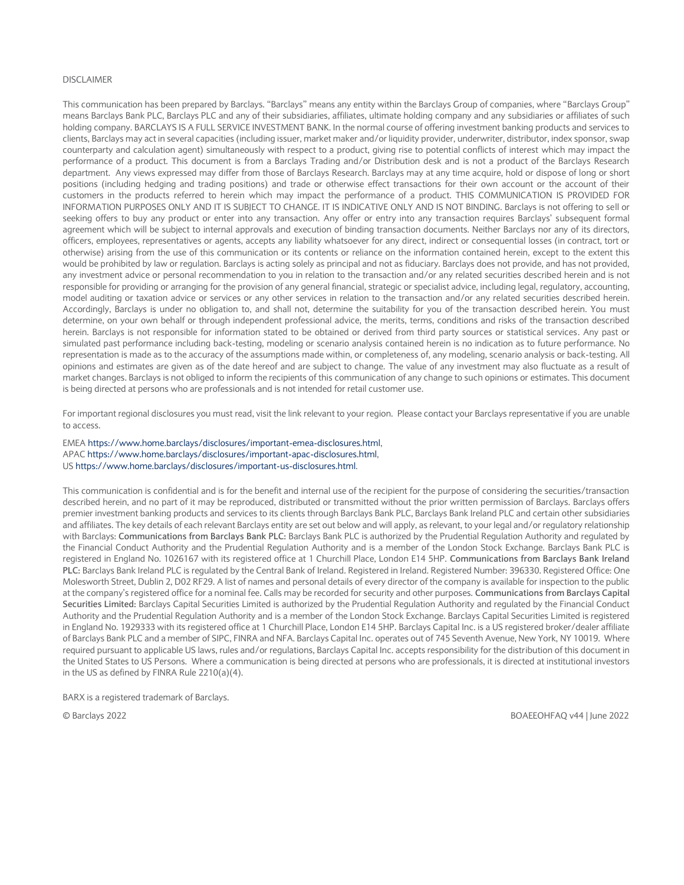DISCLAIMER

This communication has been prepared by Barclays. "Barclays" means any entity within the Barclays Group of companies, where "Barclays Group" means Barclays Bank PLC, Barclays PLC and any of their subsidiaries, affiliates, ultimate holding company and any subsidiaries or affiliates of such holding company. BARCLAYS IS A FULL SERVICE INVESTMENT BANK. In the normal course of offering investment banking products and services to clients, Barclays may act in several capacities (including issuer, market maker and/or liquidity provider, underwriter, distributor, index sponsor, swap counterparty and calculation agent) simultaneously with respect to a product, giving rise to potential conflicts of interest which may impact the performance of a product. This document is from a Barclays Trading and/or Distribution desk and is not a product of the Barclays Research department. Any views expressed may differ from those of Barclays Research. Barclays may at any time acquire, hold or dispose of long or short positions (including hedging and trading positions) and trade or otherwise effect transactions for their own account or the account of their customers in the products referred to herein which may impact the performance of a product. THIS COMMUNICATION IS PROVIDED FOR INFORMATION PURPOSES ONLY AND IT IS SUBJECT TO CHANGE. IT IS INDICATIVE ONLY AND IS NOT BINDING. Barclays is not offering to sell or seeking offers to buy any product or enter into any transaction. Any offer or entry into any transaction requires Barclays' subsequent formal agreement which will be subject to internal approvals and execution of binding transaction documents. Neither Barclays nor any of its directors, officers, employees, representatives or agents, accepts any liability whatsoever for any direct, indirect or consequential losses (in contract, tort or otherwise) arising from the use of this communication or its contents or reliance on the information contained herein, except to the extent this would be prohibited by law or regulation. Barclays is acting solely as principal and not as fiduciary. Barclays does not provide, and has not provided, any investment advice or personal recommendation to you in relation to the transaction and/or any related securities described herein and is not responsible for providing or arranging for the provision of any general financial, strategic or specialist advice, including legal, regulatory, accounting, model auditing or taxation advice or services or any other services in relation to the transaction and/or any related securities described herein. Accordingly, Barclays is under no obligation to, and shall not, determine the suitability for you of the transaction described herein. You must determine, on your own behalf or through independent professional advice, the merits, terms, conditions and risks of the transaction described herein. Barclays is not responsible for information stated to be obtained or derived from third party sources or statistical services. Any past or simulated past performance including back-testing, modeling or scenario analysis contained herein is no indication as to future performance. No representation is made as to the accuracy of the assumptions made within, or completeness of, any modeling, scenario analysis or back-testing. All opinions and estimates are given as of the date hereof and are subject to change. The value of any investment may also fluctuate as a result of market changes. Barclays is not obliged to inform the recipients of this communication of any change to such opinions or estimates. This document is being directed at persons who are professionals and is not intended for retail customer use.

For important regional disclosures you must read, visit the link relevant to your region. Please contact your Barclays representative if you are unable to access.

EMEA https://www.home.barclays/disclosures/important-emea-disclosures.html,
APAC https://www.home.barclays/disclosures/important-apac-disclosures.html,
US https://www.home.barclays/disclosures/important-us-disclosures.html.

This communication is confidential and is for the benefit and internal use of the recipient for the purpose of considering the securities/transaction described herein, and no part of it may be reproduced, distributed or transmitted without the prior written permission of Barclays. Barclays offers premier investment banking products and services to its clients through Barclays Bank PLC, Barclays Bank Ireland PLC and certain other subsidiaries and affiliates. The key details of each relevant Barclays entity are set out below and will apply, as relevant, to your legal and/or regulatory relationship with Barclays: **Communications from Barclays Bank PLC:** Barclays Bank PLC is authorized by the Prudential Regulation Authority and regulated by the Financial Conduct Authority and the Prudential Regulation Authority and is a member of the London Stock Exchange. Barclays Bank PLC is registered in England No. 1026167 with its registered office at 1 Churchill Place, London E14 5HP. **Communications from Barclays Bank Ireland PLC:** Barclays Bank Ireland PLC is regulated by the Central Bank of Ireland. Registered in Ireland. Registered Number: 396330. Registered Office: One Molesworth Street, Dublin 2, D02 RF29. A list of names and personal details of every director of the company is available for inspection to the public at the company's registered office for a nominal fee. Calls may be recorded for security and other purposes. **Communications from Barclays Capital Securities Limited:** Barclays Capital Securities Limited is authorized by the Prudential Regulation Authority and regulated by the Financial Conduct Authority and the Prudential Regulation Authority and is a member of the London Stock Exchange. Barclays Capital Securities Limited is registered in England No. 1929333 with its registered office at 1 Churchill Place, London E14 5HP. Barclays Capital Inc. is a US registered broker/dealer affiliate of Barclays Bank PLC and a member of SIPC, FINRA and NFA. Barclays Capital Inc. operates out of 745 Seventh Avenue, New York, NY 10019. Where required pursuant to applicable US laws, rules and/or regulations, Barclays Capital Inc. accepts responsibility for the distribution of this document in the United States to US Persons. Where a communication is being directed at persons who are professionals, it is directed at institutional investors in the US as defined by FINRA Rule 2210(a)(4).

BARX is a registered trademark of Barclays.

© Barclays 2022

BOAEEOHFAQ v44 | June 2022